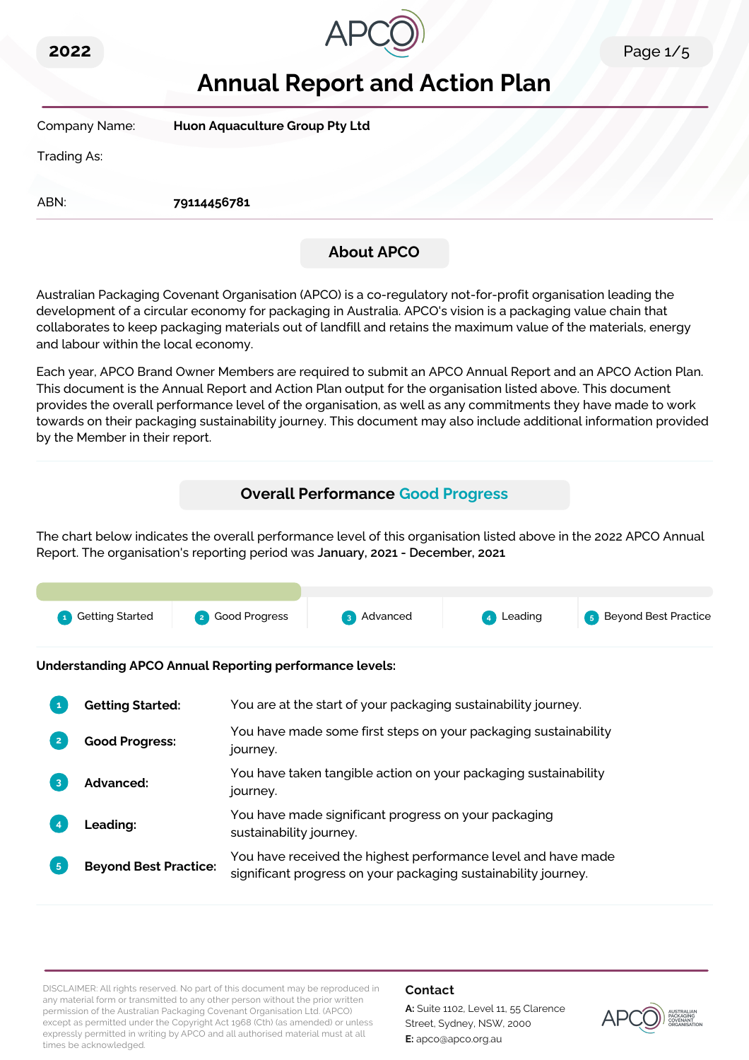2022

# Annual Report and Action Plan

| | |
|---|---|
| Company Name: | **Huon Aquaculture Group Pty Ltd** |
| Trading As: | |
| ABN: | **79114456781** |

## About APCO

Australian Packaging Covenant Organisation (APCO) is a co-regulatory not-for-profit organisation leading the development of a circular economy for packaging in Australia. APCO's vision is a packaging value chain that collaborates to keep packaging materials out of landfill and retains the maximum value of the materials, energy and labour within the local economy.

Each year, APCO Brand Owner Members are required to submit an APCO Annual Report and an APCO Action Plan. This document is the Annual Report and Action Plan output for the organisation listed above. This document provides the overall performance level of the organisation, as well as any commitments they have made to work towards on their packaging sustainability journey. This document may also include additional information provided by the Member in their report.

## Overall Performance Good Progress

The chart below indicates the overall performance level of this organisation listed above in the 2022 APCO Annual Report. The organisation's reporting period was **January, 2021 - December, 2021**

1 Getting Started | 2 Good Progress | 3 Advanced | 4 Leading | 5 Beyond Best Practice

**Understanding APCO Annual Reporting performance levels:**

| | | |
|---|---|---|
| 1 | **Getting Started:** | You are at the start of your packaging sustainability journey. |
| 2 | **Good Progress:** | You have made some first steps on your packaging sustainability journey. |
| 3 | **Advanced:** | You have taken tangible action on your packaging sustainability journey. |
| 4 | **Leading:** | You have made significant progress on your packaging sustainability journey. |
| 5 | **Beyond Best Practice:** | You have received the highest performance level and have made significant progress on your packaging sustainability journey. |

DISCLAIMER: All rights reserved. No part of this document may be reproduced in any material form or transmitted to any other person without the prior written permission of the Australian Packaging Covenant Organisation Ltd. (APCO) except as permitted under the Copyright Act 1968 (Cth) (as amended) or unless expressly permitted in writing by APCO and all authorised material must at all times be acknowledged.

**Contact**

**A:** Suite 1102, Level 11, 55 Clarence Street, Sydney, NSW, 2000

**E:** apco@apco.org.au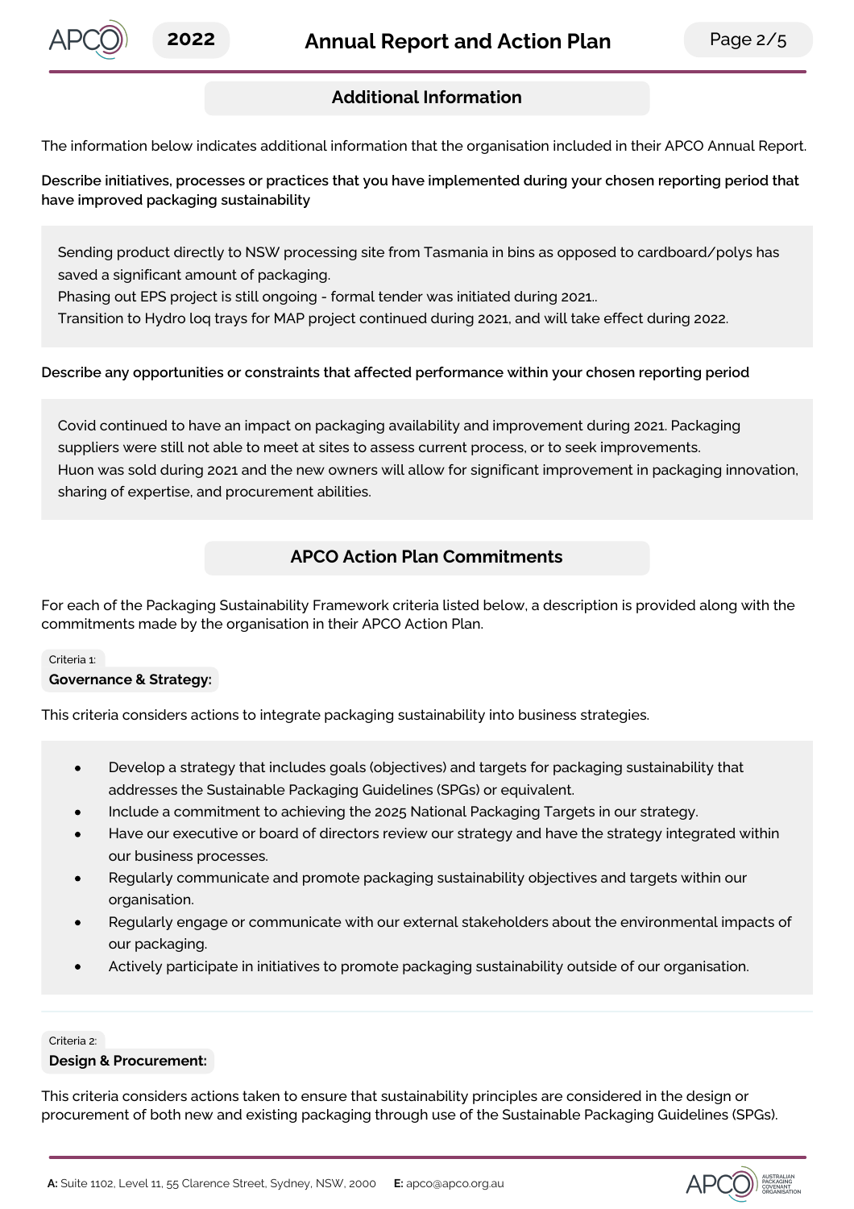## Additional Information

The information below indicates additional information that the organisation included in their APCO Annual Report.

**Describe initiatives, processes or practices that you have implemented during your chosen reporting period that have improved packaging sustainability**

Sending product directly to NSW processing site from Tasmania in bins as opposed to cardboard/polys has saved a significant amount of packaging.
Phasing out EPS project is still ongoing - formal tender was initiated during 2021..
Transition to Hydro loq trays for MAP project continued during 2021, and will take effect during 2022.

**Describe any opportunities or constraints that affected performance within your chosen reporting period**

Covid continued to have an impact on packaging availability and improvement during 2021. Packaging suppliers were still not able to meet at sites to assess current process, or to seek improvements.
Huon was sold during 2021 and the new owners will allow for significant improvement in packaging innovation, sharing of expertise, and procurement abilities.

## APCO Action Plan Commitments

For each of the Packaging Sustainability Framework criteria listed below, a description is provided along with the commitments made by the organisation in their APCO Action Plan.

Criteria 1:
**Governance & Strategy:**

This criteria considers actions to integrate packaging sustainability into business strategies.

- Develop a strategy that includes goals (objectives) and targets for packaging sustainability that addresses the Sustainable Packaging Guidelines (SPGs) or equivalent.
- Include a commitment to achieving the 2025 National Packaging Targets in our strategy.
- Have our executive or board of directors review our strategy and have the strategy integrated within our business processes.
- Regularly communicate and promote packaging sustainability objectives and targets within our organisation.
- Regularly engage or communicate with our external stakeholders about the environmental impacts of our packaging.
- Actively participate in initiatives to promote packaging sustainability outside of our organisation.

Criteria 2:
**Design & Procurement:**

This criteria considers actions taken to ensure that sustainability principles are considered in the design or procurement of both new and existing packaging through use of the Sustainable Packaging Guidelines (SPGs).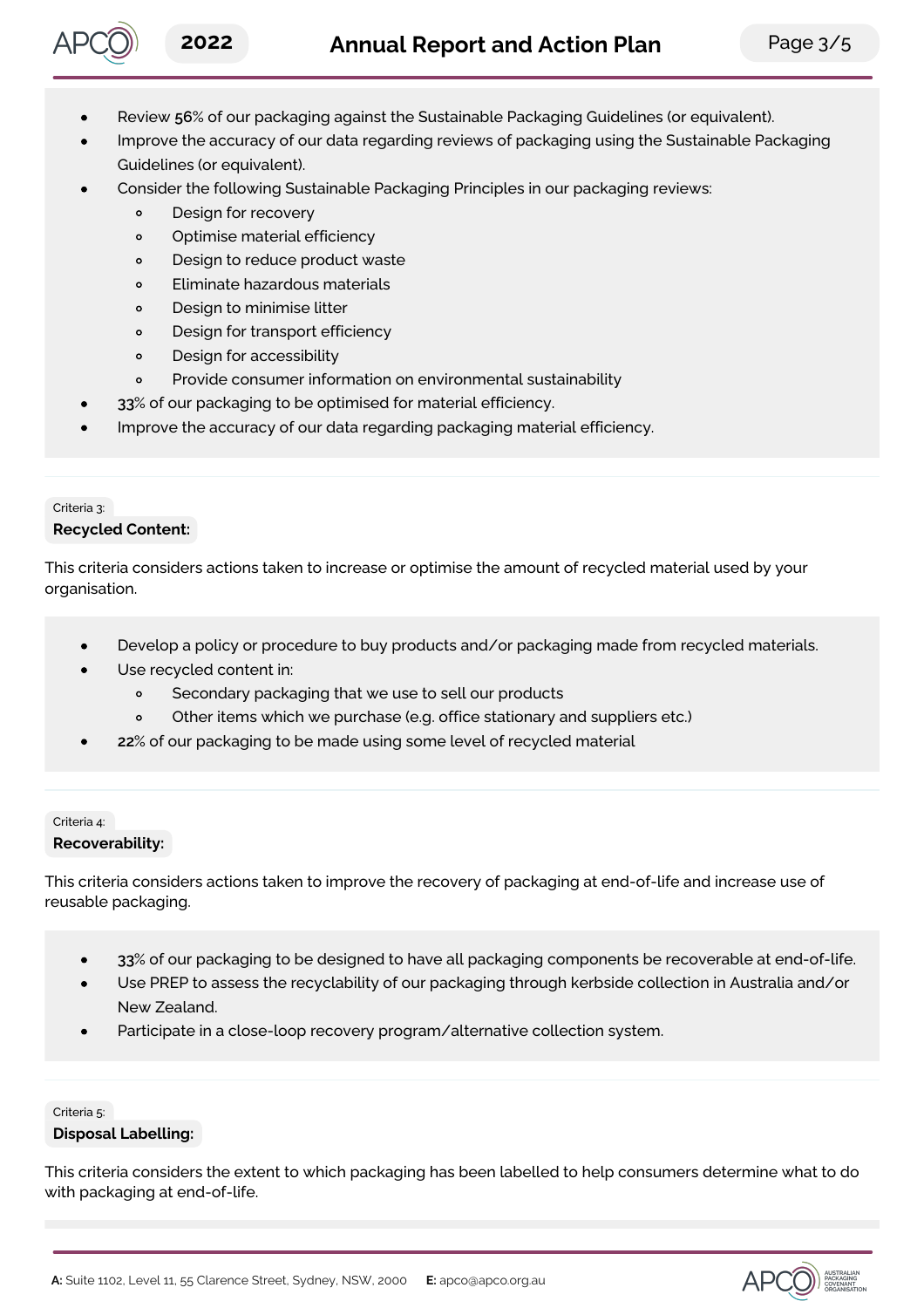- Review **56**% of our packaging against the Sustainable Packaging Guidelines (or equivalent).
- Improve the accuracy of our data regarding reviews of packaging using the Sustainable Packaging Guidelines (or equivalent).
- Consider the following Sustainable Packaging Principles in our packaging reviews:
  - Design for recovery
  - Optimise material efficiency
  - Design to reduce product waste
  - Eliminate hazardous materials
  - Design to minimise litter
  - Design for transport efficiency
  - Design for accessibility
  - Provide consumer information on environmental sustainability
- **33**% of our packaging to be optimised for material efficiency.
- Improve the accuracy of our data regarding packaging material efficiency.

Criteria 3:

**Recycled Content:**

This criteria considers actions taken to increase or optimise the amount of recycled material used by your organisation.

- Develop a policy or procedure to buy products and/or packaging made from recycled materials.
- Use recycled content in:
  - Secondary packaging that we use to sell our products
  - Other items which we purchase (e.g. office stationary and suppliers etc.)
- **22**% of our packaging to be made using some level of recycled material

Criteria 4:

**Recoverability:**

This criteria considers actions taken to improve the recovery of packaging at end-of-life and increase use of reusable packaging.

- **33**% of our packaging to be designed to have all packaging components be recoverable at end-of-life.
- Use PREP to assess the recyclability of our packaging through kerbside collection in Australia and/or New Zealand.
- Participate in a close-loop recovery program/alternative collection system.

Criteria 5:

**Disposal Labelling:**

This criteria considers the extent to which packaging has been labelled to help consumers determine what to do with packaging at end-of-life.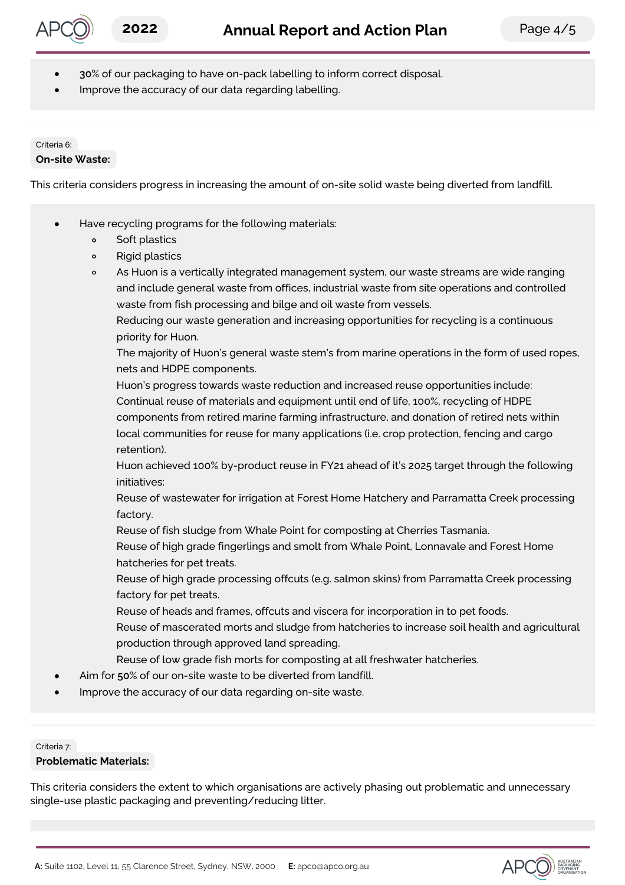- **30**% of our packaging to have on-pack labelling to inform correct disposal.
- Improve the accuracy of our data regarding labelling.

Criteria 6:

**On-site Waste:**

This criteria considers progress in increasing the amount of on-site solid waste being diverted from landfill.

- Have recycling programs for the following materials:
    - Soft plastics
    - Rigid plastics
    - As Huon is a vertically integrated management system, our waste streams are wide ranging and include general waste from offices, industrial waste from site operations and controlled waste from fish processing and bilge and oil waste from vessels.
      Reducing our waste generation and increasing opportunities for recycling is a continuous priority for Huon.
      The majority of Huon's general waste stem's from marine operations in the form of used ropes, nets and HDPE components.
      Huon's progress towards waste reduction and increased reuse opportunities include:
      Continual reuse of materials and equipment until end of life, 100%, recycling of HDPE components from retired marine farming infrastructure, and donation of retired nets within local communities for reuse for many applications (i.e. crop protection, fencing and cargo retention).
      Huon achieved 100% by-product reuse in FY21 ahead of it's 2025 target through the following initiatives:
      Reuse of wastewater for irrigation at Forest Home Hatchery and Parramatta Creek processing factory.
      Reuse of fish sludge from Whale Point for composting at Cherries Tasmania.
      Reuse of high grade fingerlings and smolt from Whale Point, Lonnavale and Forest Home hatcheries for pet treats.
      Reuse of high grade processing offcuts (e.g. salmon skins) from Parramatta Creek processing factory for pet treats.
      Reuse of heads and frames, offcuts and viscera for incorporation in to pet foods.
      Reuse of mascerated morts and sludge from hatcheries to increase soil health and agricultural production through approved land spreading.
      Reuse of low grade fish morts for composting at all freshwater hatcheries.
- Aim for **50**% of our on-site waste to be diverted from landfill.
- Improve the accuracy of our data regarding on-site waste.

Criteria 7:

**Problematic Materials:**

This criteria considers the extent to which organisations are actively phasing out problematic and unnecessary single-use plastic packaging and preventing/reducing litter.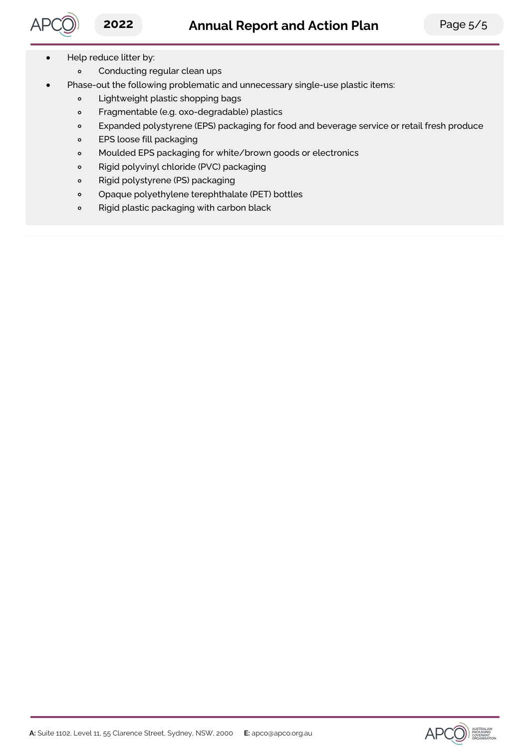- Help reduce litter by:
    - Conducting regular clean ups
- Phase-out the following problematic and unnecessary single-use plastic items:
    - Lightweight plastic shopping bags
    - Fragmentable (e.g. oxo-degradable) plastics
    - Expanded polystyrene (EPS) packaging for food and beverage service or retail fresh produce
    - EPS loose fill packaging
    - Moulded EPS packaging for white/brown goods or electronics
    - Rigid polyvinyl chloride (PVC) packaging
    - Rigid polystyrene (PS) packaging
    - Opaque polyethylene terephthalate (PET) bottles
    - Rigid plastic packaging with carbon black